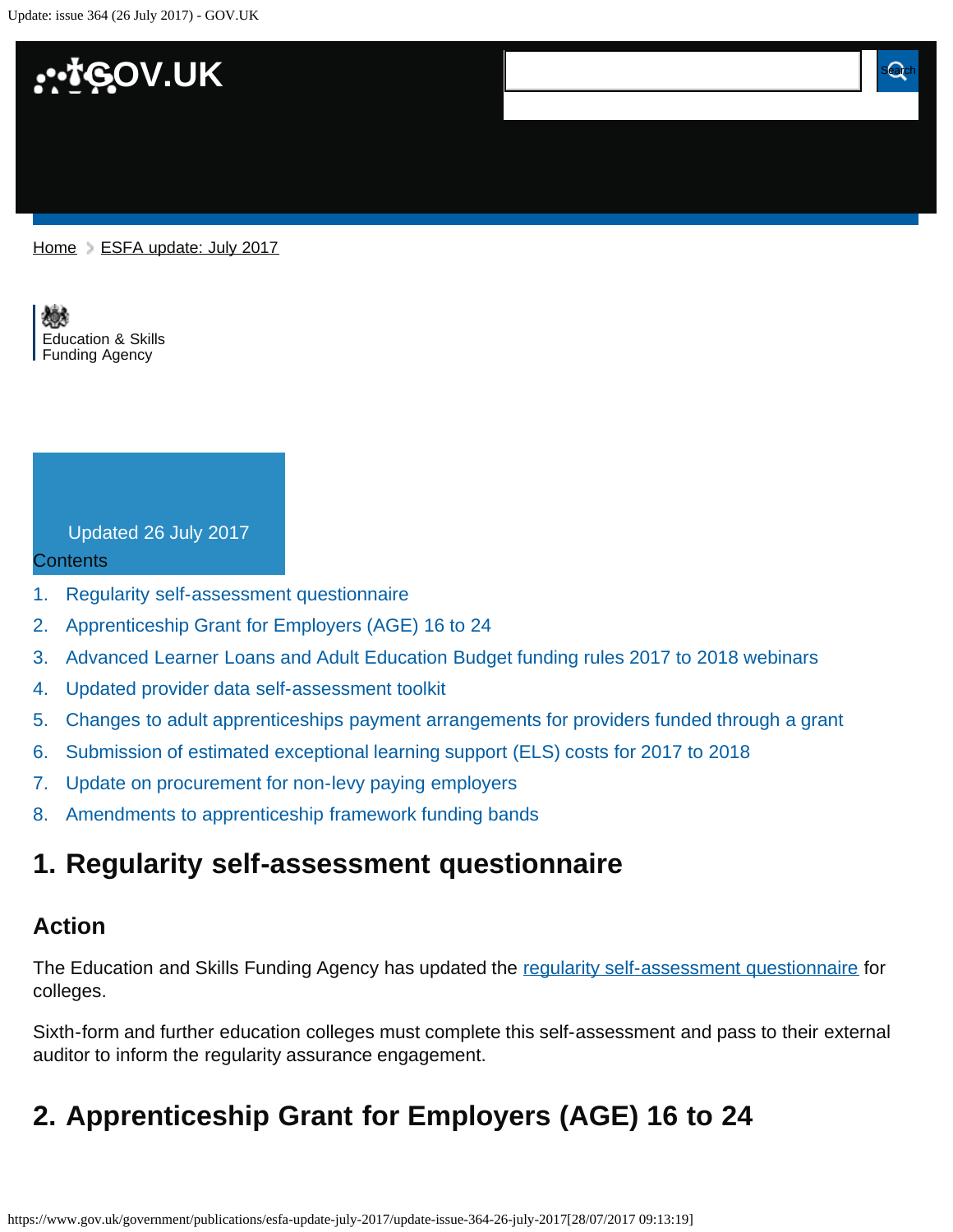Home > ESFA update: July 2017

Education & Skills Funding Agency

Updated 26 July 2017

Contents

1. Regularity self-assessment questionnaire
2. Apprenticeship Grant for Employers (AGE) 16 to 24
3. Advanced Learner Loans and Adult Education Budget funding rules 2017 to 2018 webinars
4. Updated provider data self-assessment toolkit
5. Changes to adult apprenticeships payment arrangements for providers funded through a grant
6. Submission of estimated exceptional learning support (ELS) costs for 2017 to 2018
7. Update on procurement for non-levy paying employers
8. Amendments to apprenticeship framework funding bands

## 1. Regularity self-assessment questionnaire

### Action

The Education and Skills Funding Agency has updated the regularity self-assessment questionnaire for colleges.

Sixth-form and further education colleges must complete this self-assessment and pass to their external auditor to inform the regularity assurance engagement.

## 2. Apprenticeship Grant for Employers (AGE) 16 to 24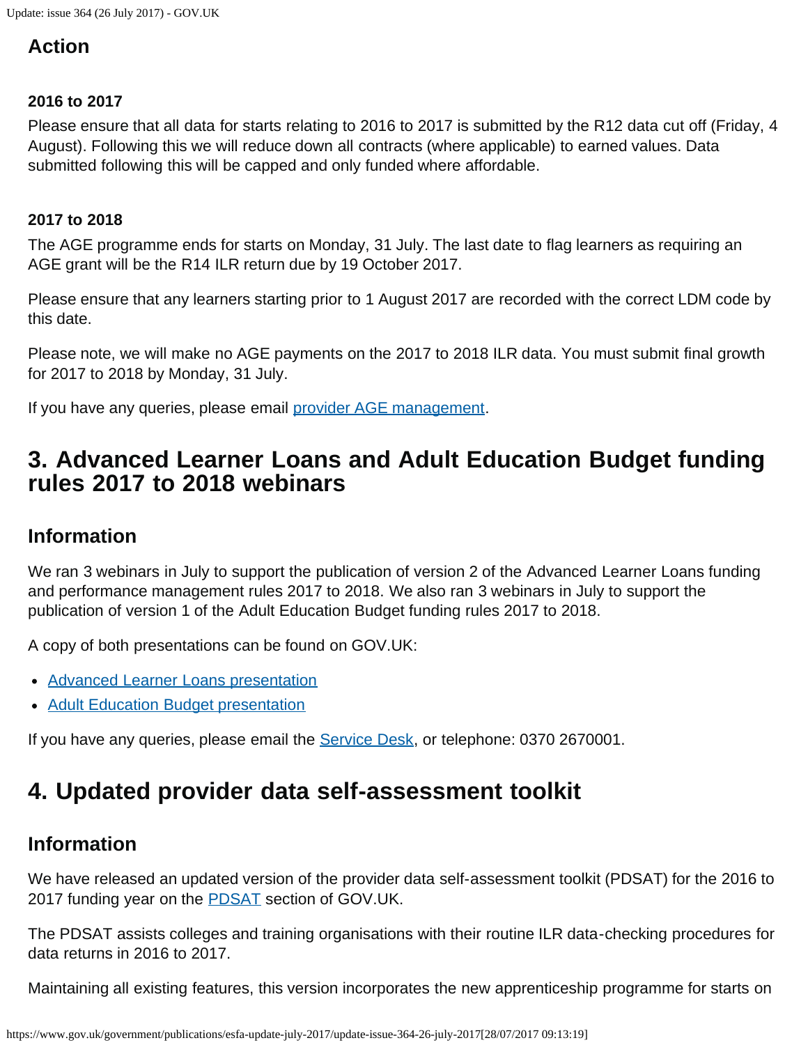### Action

#### 2016 to 2017

Please ensure that all data for starts relating to 2016 to 2017 is submitted by the R12 data cut off (Friday, 4 August). Following this we will reduce down all contracts (where applicable) to earned values. Data submitted following this will be capped and only funded where affordable.

#### 2017 to 2018

The AGE programme ends for starts on Monday, 31 July. The last date to flag learners as requiring an AGE grant will be the R14 ILR return due by 19 October 2017.

Please ensure that any learners starting prior to 1 August 2017 are recorded with the correct LDM code by this date.

Please note, we will make no AGE payments on the 2017 to 2018 ILR data. You must submit final growth for 2017 to 2018 by Monday, 31 July.

If you have any queries, please email provider AGE management.

## 3. Advanced Learner Loans and Adult Education Budget funding rules 2017 to 2018 webinars

### Information

We ran 3 webinars in July to support the publication of version 2 of the Advanced Learner Loans funding and performance management rules 2017 to 2018. We also ran 3 webinars in July to support the publication of version 1 of the Adult Education Budget funding rules 2017 to 2018.

A copy of both presentations can be found on GOV.UK:

- Advanced Learner Loans presentation
- Adult Education Budget presentation

If you have any queries, please email the Service Desk, or telephone: 0370 2670001.

## 4. Updated provider data self-assessment toolkit

### Information

We have released an updated version of the provider data self-assessment toolkit (PDSAT) for the 2016 to 2017 funding year on the PDSAT section of GOV.UK.

The PDSAT assists colleges and training organisations with their routine ILR data-checking procedures for data returns in 2016 to 2017.

Maintaining all existing features, this version incorporates the new apprenticeship programme for starts on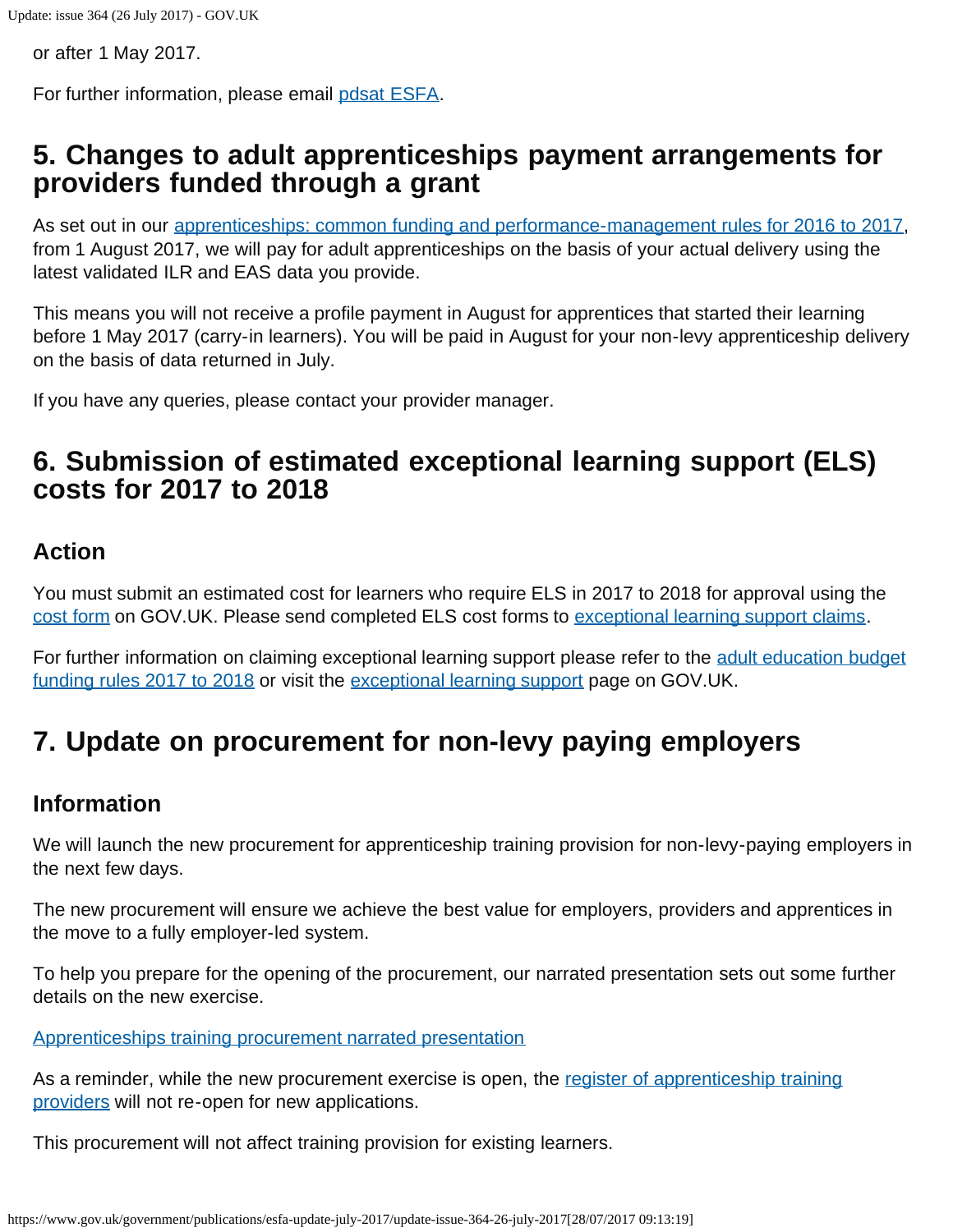or after 1 May 2017.

For further information, please email pdsat ESFA.

## 5. Changes to adult apprenticeships payment arrangements for providers funded through a grant

As set out in our apprenticeships: common funding and performance-management rules for 2016 to 2017, from 1 August 2017, we will pay for adult apprenticeships on the basis of your actual delivery using the latest validated ILR and EAS data you provide.

This means you will not receive a profile payment in August for apprentices that started their learning before 1 May 2017 (carry-in learners). You will be paid in August for your non-levy apprenticeship delivery on the basis of data returned in July.

If you have any queries, please contact your provider manager.

## 6. Submission of estimated exceptional learning support (ELS) costs for 2017 to 2018

### Action

You must submit an estimated cost for learners who require ELS in 2017 to 2018 for approval using the cost form on GOV.UK. Please send completed ELS cost forms to exceptional learning support claims.

For further information on claiming exceptional learning support please refer to the adult education budget funding rules 2017 to 2018 or visit the exceptional learning support page on GOV.UK.

## 7. Update on procurement for non-levy paying employers

### Information

We will launch the new procurement for apprenticeship training provision for non-levy-paying employers in the next few days.

The new procurement will ensure we achieve the best value for employers, providers and apprentices in the move to a fully employer-led system.

To help you prepare for the opening of the procurement, our narrated presentation sets out some further details on the new exercise.

Apprenticeships training procurement narrated presentation

As a reminder, while the new procurement exercise is open, the register of apprenticeship training providers will not re-open for new applications.

This procurement will not affect training provision for existing learners.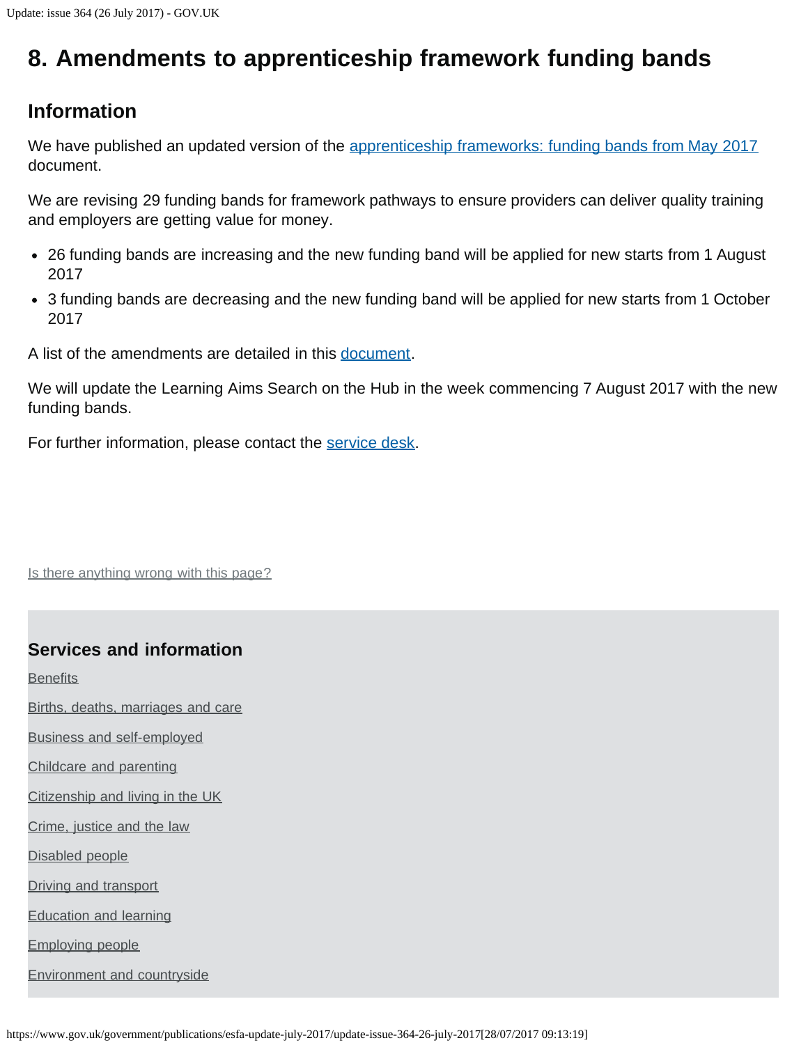## 8. Amendments to apprenticeship framework funding bands

### Information

We have published an updated version of the apprenticeship frameworks: funding bands from May 2017 document.

We are revising 29 funding bands for framework pathways to ensure providers can deliver quality training and employers are getting value for money.

- 26 funding bands are increasing and the new funding band will be applied for new starts from 1 August 2017
- 3 funding bands are decreasing and the new funding band will be applied for new starts from 1 October 2017

A list of the amendments are detailed in this document.

We will update the Learning Aims Search on the Hub in the week commencing 7 August 2017 with the new funding bands.

For further information, please contact the service desk.

Is there anything wrong with this page?

### Services and information

Benefits

Births, deaths, marriages and care

Business and self-employed

Childcare and parenting

Citizenship and living in the UK

Crime, justice and the law

Disabled people

Driving and transport

Education and learning

Employing people

Environment and countryside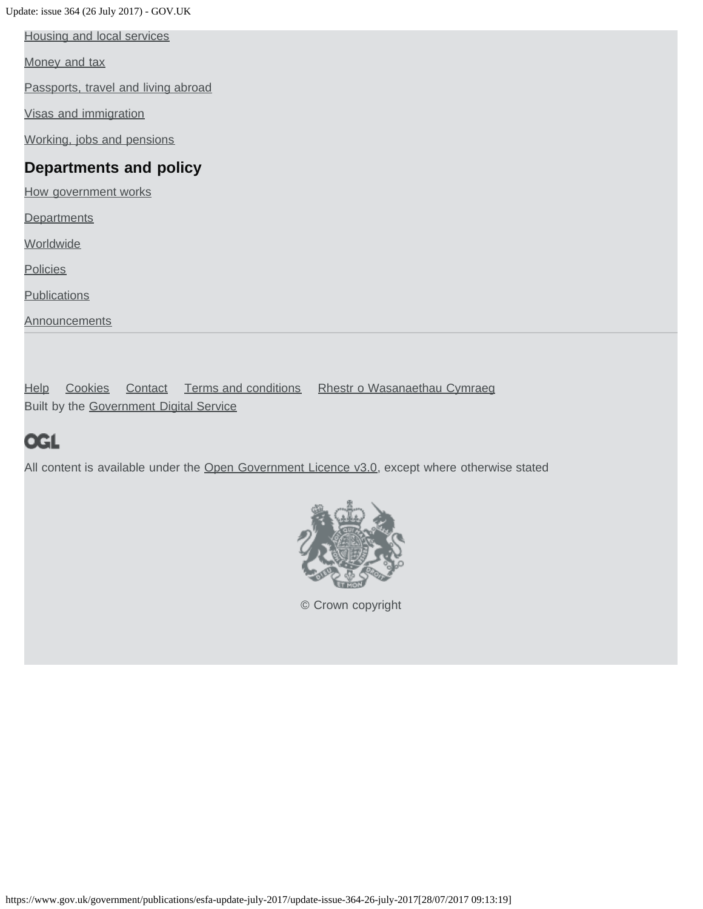Housing and local services

Money and tax

Passports, travel and living abroad

Visas and immigration

Working, jobs and pensions

## Departments and policy

How government works

Departments

Worldwide

Policies

Publications

Announcements

Help Cookies Contact Terms and conditions Rhestr o Wasanaethau Cymraeg

Built by the Government Digital Service

OGL

All content is available under the Open Government Licence v3.0, except where otherwise stated

© Crown copyright